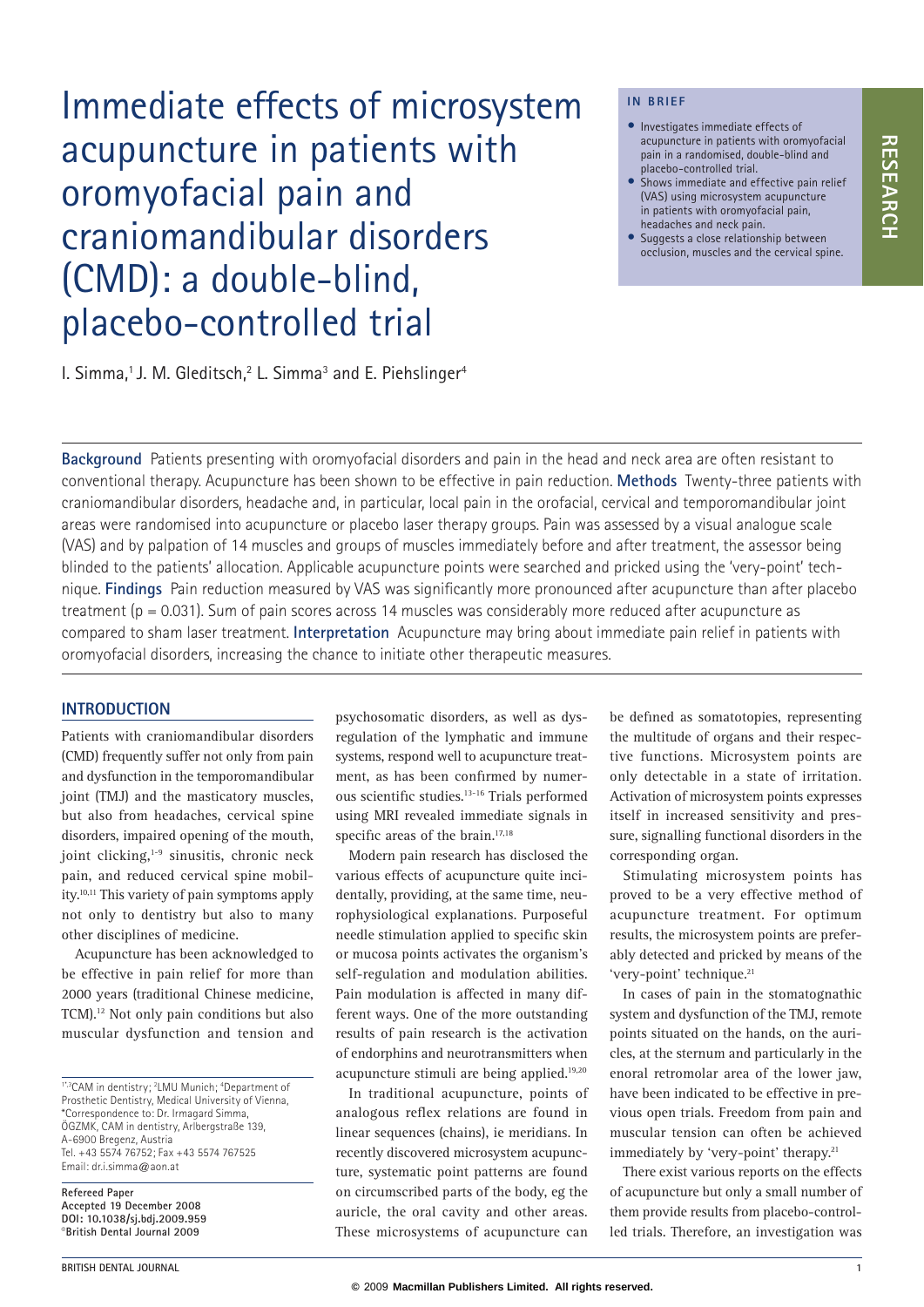# Immediate effects of microsystem acupuncture in patients with oromyofacial pain and craniomandibular disorders (CMD): a double-blind, placebo-controlled trial

I. Simma,[1] J. M. Gleditsch,[2] L. Simma[3] and E. Piehslinger[4]

**IN BRIEF**

- Investigates immediate effects of acupuncture in patients with oromyofacial pain in a randomised, double-blind and placebo-controlled trial.
- Shows immediate and effective pain relief (VAS) using microsystem acupuncture in patients with oromyofacial pain, headaches and neck pain.
- Suggests a close relationship between occlusion, muscles and the cervical spine.

**Background** Patients presenting with oromyofacial disorders and pain in the head and neck area are often resistant to conventional therapy. Acupuncture has been shown to be effective in pain reduction. **Methods** Twenty-three patients with craniomandibular disorders, headache and, in particular, local pain in the orofacial, cervical and temporomandibular joint areas were randomised into acupuncture or placebo laser therapy groups. Pain was assessed by a visual analogue scale (VAS) and by palpation of 14 muscles and groups of muscles immediately before and after treatment, the assessor being blinded to the patients' allocation. Applicable acupuncture points were searched and pricked using the 'very-point' technique. **Findings** Pain reduction measured by VAS was significantly more pronounced after acupuncture than after placebo treatment (p = 0.031). Sum of pain scores across 14 muscles was considerably more reduced after acupuncture as compared to sham laser treatment. **Interpretation** Acupuncture may bring about immediate pain relief in patients with oromyofacial disorders, increasing the chance to initiate other therapeutic measures.

## INTRODUCTION

Patients with craniomandibular disorders (CMD) frequently suffer not only from pain and dysfunction in the temporomandibular joint (TMJ) and the masticatory muscles, but also from headaches, cervical spine disorders, impaired opening of the mouth, joint clicking,[1-9] sinusitis, chronic neck pain, and reduced cervical spine mobility.[10,11] This variety of pain symptoms apply not only to dentistry but also to many other disciplines of medicine.

Acupuncture has been acknowledged to be effective in pain relief for more than 2000 years (traditional Chinese medicine, TCM).[12] Not only pain conditions but also muscular dysfunction and tension and psychosomatic disorders, as well as dysregulation of the lymphatic and immune systems, respond well to acupuncture treatment, as has been confirmed by numerous scientific studies.[13-16] Trials performed using MRI revealed immediate signals in specific areas of the brain.[17,18]

Modern pain research has disclosed the various effects of acupuncture quite incidentally, providing, at the same time, neurophysiological explanations. Purposeful needle stimulation applied to specific skin or mucosa points activates the organism's self-regulation and modulation abilities. Pain modulation is affected in many different ways. One of the more outstanding results of pain research is the activation of endorphins and neurotransmitters when acupuncture stimuli are being applied.[19,20]

In traditional acupuncture, points of analogous reflex relations are found in linear sequences (chains), ie meridians. In recently discovered microsystem acupuncture, systematic point patterns are found on circumscribed parts of the body, eg the auricle, the oral cavity and other areas. These microsystems of acupuncture can be defined as somatotopies, representing the multitude of organs and their respective functions. Microsystem points are only detectable in a state of irritation. Activation of microsystem points expresses itself in increased sensitivity and pressure, signalling functional disorders in the corresponding organ.

Stimulating microsystem points has proved to be a very effective method of acupuncture treatment. For optimum results, the microsystem points are preferably detected and pricked by means of the 'very-point' technique.[21]

In cases of pain in the stomatognathic system and dysfunction of the TMJ, remote points situated on the hands, on the auricles, at the sternum and particularly in the enoral retromolar area of the lower jaw, have been indicated to be effective in previous open trials. Freedom from pain and muscular tension can often be achieved immediately by 'very-point' therapy.[21]

There exist various reports on the effects of acupuncture but only a small number of them provide results from placebo-controlled trials. Therefore, an investigation was

---

[1,3]CAM in dentistry; [2]LMU Munich; [4]Department of Prosthetic Dentistry, Medical University of Vienna,
*Correspondence to: Dr. Irmagard Simma, ÖGZMK, CAM in dentistry, Arlbergstraße 139, A-6900 Bregenz, Austria
Tel. +43 5574 76752; Fax +43 5574 767525
Email: dr.i.simma@aon.at

Refereed Paper
Accepted 19 December 2008
DOI: 10.1038/sj.bdj.2009.959
©British Dental Journal 2009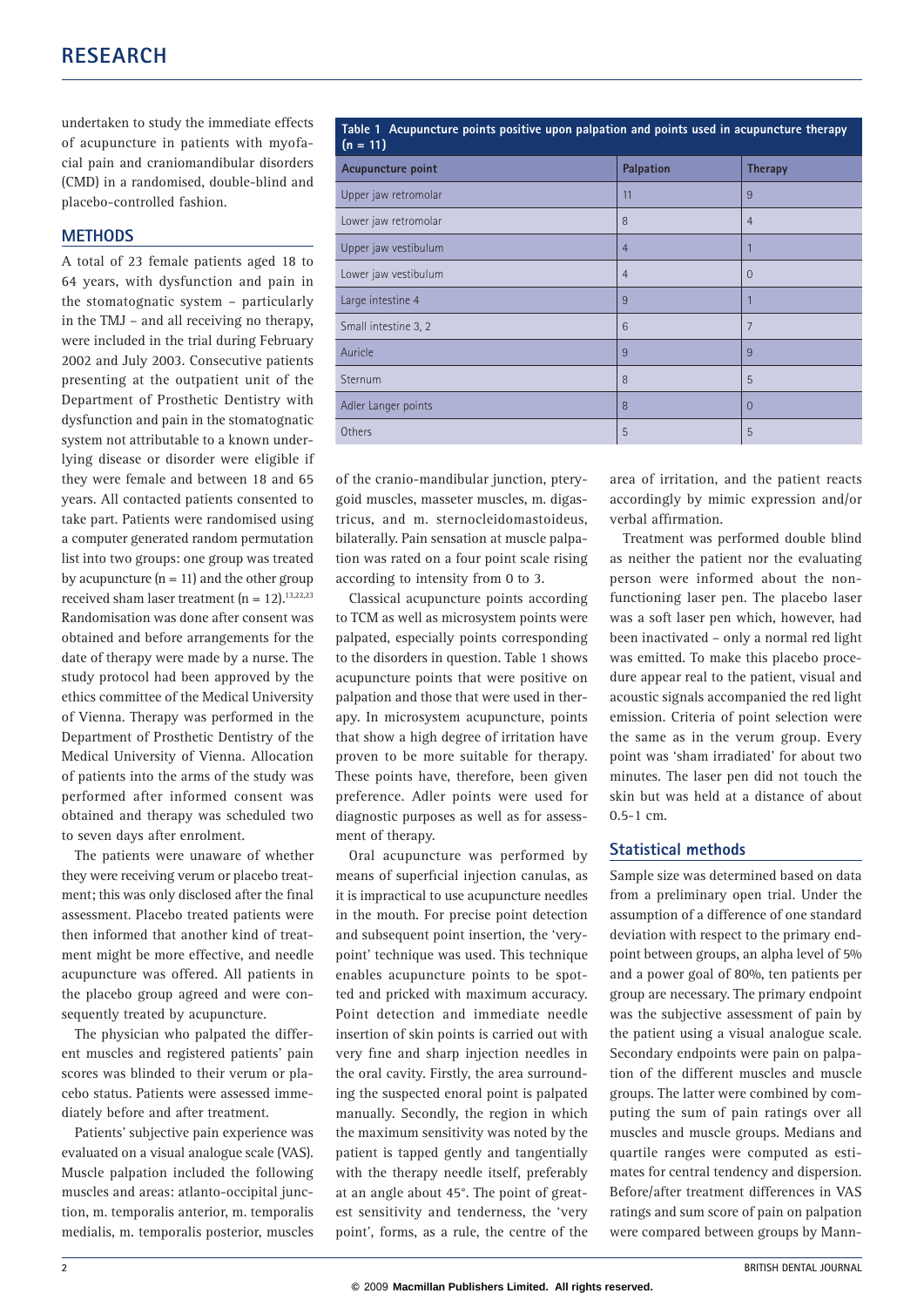undertaken to study the immediate effects of acupuncture in patients with myofacial pain and craniomandibular disorders (CMD) in a randomised, double-blind and placebo-controlled fashion.

## METHODS

A total of 23 female patients aged 18 to 64 years, with dysfunction and pain in the stomatognatic system – particularly in the TMJ – and all receiving no therapy, were included in the trial during February 2002 and July 2003. Consecutive patients presenting at the outpatient unit of the Department of Prosthetic Dentistry with dysfunction and pain in the stomatognathic system not attributable to a known underlying disease or disorder were eligible if they were female and between 18 and 65 years. All contacted patients consented to take part. Patients were randomised using a computer generated random permutation list into two groups: one group was treated by acupuncture (n = 11) and the other group received sham laser treatment (n = 12).[13,22,23] Randomisation was done after consent was obtained and before arrangements for the date of therapy were made by a nurse. The study protocol had been approved by the ethics committee of the Medical University of Vienna. Therapy was performed in the Department of Prosthetic Dentistry of the Medical University of Vienna. Allocation of patients into the arms of the study was performed after informed consent was obtained and therapy was scheduled two to seven days after enrolment.

The patients were unaware of whether they were receiving verum or placebo treatment; this was only disclosed after the final assessment. Placebo treated patients were then informed that another kind of treatment might be more effective, and needle acupuncture was offered. All patients in the placebo group agreed and were consequently treated by acupuncture.

The physician who palpated the different muscles and registered patients' pain scores was blinded to their verum or placebo status. Patients were assessed immediately before and after treatment.

Patients' subjective pain experience was evaluated on a visual analogue scale (VAS). Muscle palpation included the following muscles and areas: atlanto-occipital junction, m. temporalis anterior, m. temporalis medialis, m. temporalis posterior, muscles of the cranio-mandibular junction, pterygoid muscles, masseter muscles, m. digastricus, and m. sternocleidomastoideus, bilaterally. Pain sensation at muscle palpation was rated on a four point scale rising according to intensity from 0 to 3.

**Table 1 Acupuncture points positive upon palpation and points used in acupuncture therapy (n = 11)**

| Acupuncture point | Palpation | Therapy |
|---|---|---|
| Upper jaw retromolar | 11 | 9 |
| Lower jaw retromolar | 8 | 4 |
| Upper jaw vestibulum | 4 | 1 |
| Lower jaw vestibulum | 4 | 0 |
| Large intestine 4 | 9 | 1 |
| Small intestine 3, 2 | 6 | 7 |
| Auricle | 9 | 9 |
| Sternum | 8 | 5 |
| Adler Langer points | 8 | 0 |
| Others | 5 | 5 |

Classical acupuncture points according to TCM as well as microsystem points were palpated, especially points corresponding to the disorders in question. Table 1 shows acupuncture points that were positive on palpation and those that were used in therapy. In microsystem acupuncture, points that show a high degree of irritation have proven to be more suitable for therapy. These points have, therefore, been given preference. Adler points were used for diagnostic purposes as well as for assessment of therapy.

Oral acupuncture was performed by means of superficial injection canulas, as it is impractical to use acupuncture needles in the mouth. For precise point detection and subsequent point insertion, the 'very-point' technique was used. This technique enables acupuncture points to be spotted and pricked with maximum accuracy. Point detection and immediate needle insertion of skin points is carried out with very fine and sharp injection needles in the oral cavity. Firstly, the area surrounding the suspected enoral point is palpated manually. Secondly, the region in which the maximum sensitivity was noted by the patient is tapped gently and tangentially with the therapy needle itself, preferably at an angle about 45°. The point of greatest sensitivity and tenderness, the 'very point', forms, as a rule, the centre of the area of irritation, and the patient reacts accordingly by mimic expression and/or verbal affirmation.

Treatment was performed double blind as neither the patient nor the evaluating person were informed about the non-functioning laser pen. The placebo laser was a soft laser pen which, however, had been inactivated – only a normal red light was emitted. To make this placebo procedure appear real to the patient, visual and acoustic signals accompanied the red light emission. Criteria of point selection were the same as in the verum group. Every point was 'sham irradiated' for about two minutes. The laser pen did not touch the skin but was held at a distance of about 0.5-1 cm.

### Statistical methods

Sample size was determined based on data from a preliminary open trial. Under the assumption of a difference of one standard deviation with respect to the primary endpoint between groups, an alpha level of 5% and a power goal of 80%, ten patients per group are necessary. The primary endpoint was the subjective assessment of pain by the patient using a visual analogue scale. Secondary endpoints were pain on palpation of the different muscles and muscle groups. The latter were combined by computing the sum of pain ratings over all muscles and muscle groups. Medians and quartile ranges were computed as estimates for central tendency and dispersion. Before/after treatment differences in VAS ratings and sum score of pain on palpation were compared between groups by Mann-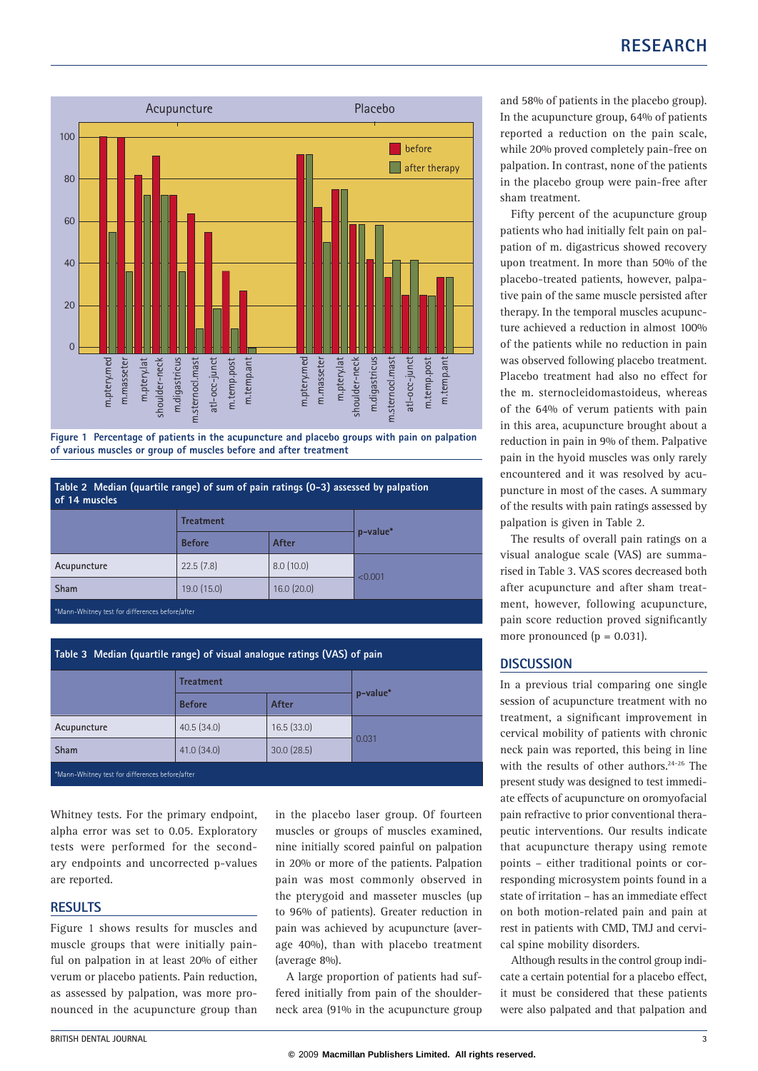Figure 1 Percentage of patients in the acupuncture and placebo groups with pain on palpation of various muscles or group of muscles before and after treatment

**Table 2 Median (quartile range) of sum of pain ratings (0–3) assessed by palpation of 14 muscles**

| | Treatment | | p-value* |
|---|---|---|---|
| | Before | After | |
| Acupuncture | 22.5 (7.8) | 8.0 (10.0) | <0.001 |
| Sham | 19.0 (15.0) | 16.0 (20.0) | |

*Mann-Whitney test for differences before/after

**Table 3 Median (quartile range) of visual analogue ratings (VAS) of pain**

| | Treatment | | p-value* |
|---|---|---|---|
| | Before | After | |
| Acupuncture | 40.5 (34.0) | 16.5 (33.0) | 0.031 |
| Sham | 41.0 (34.0) | 30.0 (28.5) | |

*Mann-Whitney test for differences before/after

Whitney tests. For the primary endpoint, alpha error was set to 0.05. Exploratory tests were performed for the secondary endpoints and uncorrected p-values are reported.

## RESULTS

Figure 1 shows results for muscles and muscle groups that were initially painful on palpation in at least 20% of either verum or placebo patients. Pain reduction, as assessed by palpation, was more pronounced in the acupuncture group than in the placebo laser group. Of fourteen muscles or groups of muscles examined, nine initially scored painful on palpation in 20% or more of the patients. Palpation pain was most commonly observed in the pterygoid and masseter muscles (up to 96% of patients). Greater reduction in pain was achieved by acupuncture (average 40%), than with placebo treatment (average 8%).

A large proportion of patients had suffered initially from pain of the shoulder-neck area (91% in the acupuncture group and 58% of patients in the placebo group). In the acupuncture group, 64% of patients reported a reduction on the pain scale, while 20% proved completely pain-free on palpation. In contrast, none of the patients in the placebo group were pain-free after sham treatment.

Fifty percent of the acupuncture group patients who had initially felt pain on palpation of m. digastricus showed recovery upon treatment. In more than 50% of the placebo-treated patients, however, palpative pain of the same muscle persisted after therapy. In the temporal muscles acupuncture achieved a reduction in almost 100% of the patients while no reduction in pain was observed following placebo treatment. Placebo treatment had also no effect for the m. sternocleidomastoideus, whereas of the 64% of verum patients with pain in this area, acupuncture brought about a reduction in pain in 9% of them. Palpative pain in the hyoid muscles was only rarely encountered and it was resolved by acupuncture in most of the cases. A summary of the results with pain ratings assessed by palpation is given in Table 2.

The results of overall pain ratings on a visual analogue scale (VAS) are summarised in Table 3. VAS scores decreased both after acupuncture and after sham treatment, however, following acupuncture, pain score reduction proved significantly more pronounced ($p = 0.031$).

## DISCUSSION

In a previous trial comparing one single session of acupuncture treatment with no treatment, a significant improvement in cervical mobility of patients with chronic neck pain was reported, this being in line with the results of other authors.[24–26] The present study was designed to test immediate effects of acupuncture on oromyofacial pain refractive to prior conventional therapeutic interventions. Our results indicate that acupuncture therapy using remote points – either traditional points or corresponding microsystem points found in a state of irritation – has an immediate effect on both motion-related pain and pain at rest in patients with CMD, TMJ and cervical spine mobility disorders.

Although results in the control group indicate a certain potential for a placebo effect, it must be considered that these patients were also palpated and that palpation and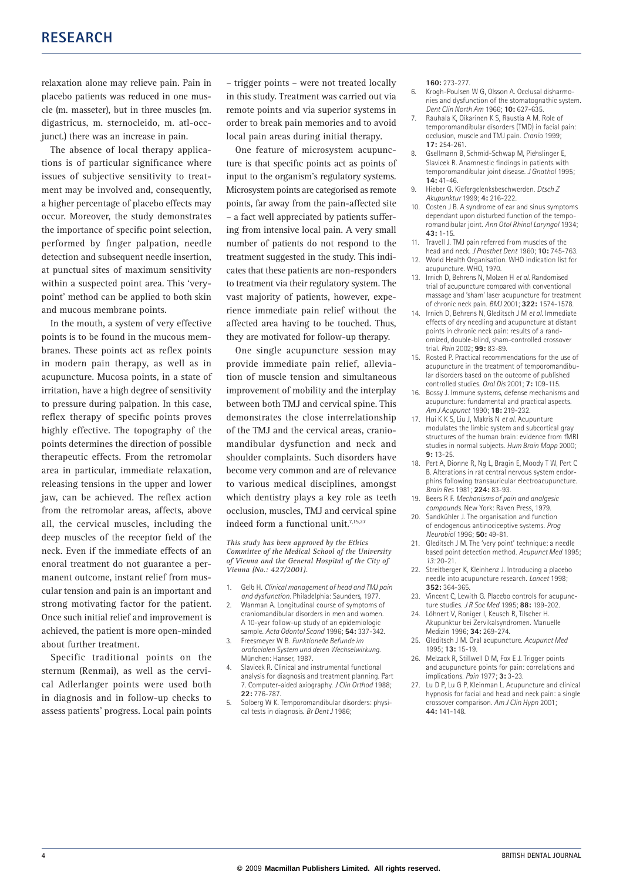relaxation alone may relieve pain. Pain in placebo patients was reduced in one muscle (m. masseter), but in three muscles (m. digastricus, m. sternocleido, m. atl-occjunct.) there was an increase in pain.

The absence of local therapy applications is of particular significance where issues of subjective sensitivity to treatment may be involved and, consequently, a higher percentage of placebo effects may occur. Moreover, the study demonstrates the importance of specific point selection, performed by finger palpation, needle detection and subsequent needle insertion, at punctual sites of maximum sensitivity within a suspected point area. This 'very-point' method can be applied to both skin and mucous membrane points.

In the mouth, a system of very effective points is to be found in the mucous membranes. These points act as reflex points in modern pain therapy, as well as in acupuncture. Mucosa points, in a state of irritation, have a high degree of sensitivity to pressure during palpation. In this case, reflex therapy of specific points proves highly effective. The topography of the points determines the direction of possible therapeutic effects. From the retromolar area in particular, immediate relaxation, releasing tensions in the upper and lower jaw, can be achieved. The reflex action from the retromolar areas, affects, above all, the cervical muscles, including the deep muscles of the receptor field of the neck. Even if the immediate effects of an enoral treatment do not guarantee a permanent outcome, instant relief from muscular tension and pain is an important and strong motivating factor for the patient. Once such initial relief and improvement is achieved, the patient is more open-minded about further treatment.

Specific traditional points on the sternum (Renmai), as well as the cervical Adlerlanger points were used both in diagnosis and in follow-up checks to assess patients' progress. Local pain points – trigger points – were not treated locally in this study. Treatment was carried out via remote points and via superior systems in order to break pain memories and to avoid local pain areas during initial therapy.

One feature of microsystem acupuncture is that specific points act as points of input to the organism's regulatory systems. Microsystem points are categorised as remote points, far away from the pain-affected site – a fact well appreciated by patients suffering from intensive local pain. A very small number of patients do not respond to the treatment suggested in the study. This indicates that these patients are non-responders to treatment via their regulatory system. The vast majority of patients, however, experience immediate pain relief without the affected area having to be touched. Thus, they are motivated for follow-up therapy.

One single acupuncture session may provide immediate pain relief, alleviation of muscle tension and simultaneous improvement of mobility and the interplay between both TMJ and cervical spine. This demonstrates the close interrelationship of the TMJ and the cervical areas, craniomandibular dysfunction and neck and shoulder complaints. Such disorders have become very common and are of relevance to various medical disciplines, amongst which dentistry plays a key role as teeth occlusion, muscles, TMJ and cervical spine indeed form a functional unit.[7,15,27]

*This study has been approved by the Ethics Committee of the Medical School of the University of Vienna and the General Hospital of the City of Vienna (No.: 427/2001).*

1. Gelb H. *Clinical management of head and TMJ pain and dysfunction.* Philadelphia: Saunders, 1977.
2. Wanman A. Longitudinal course of symptoms of craniomandibular disorders in men and women. A 10-year follow-up study of an epidemiologic sample. *Acta Odontol Scand* 1996; **54:** 337-342.
3. Freesmeyer W B. *Funktionelle Befunde im orofacialen System und deren Wechselwirkung.* München: Hanser, 1987.
4. Slavicek R. Clinical and instrumental functional analysis for diagnosis and treatment planning. Part 7. Computer-aided axiography. *J Clin Orthod* 1988; **22:** 776-787.
5. Solberg W K. Temporomandibular disorders: physical tests in diagnosis. *Br Dent J* 1986; **160:** 273-277.
6. Krogh-Poulsen W G, Olsson A. Occlusal disharmonies and dysfunction of the stomatognathic system. *Dent Clin North Am* 1966; **10:** 627-635.
7. Rauhala K, Oikarinen K S, Raustia A M. Role of temporomandibular disorders (TMD) in facial pain: occlusion, muscle and TMJ pain. *Cranio* 1999; **17:** 254-261.
8. Gsellmann B, Schmid-Schwap M, Piehslinger E, Slavicek R. Anamnestic findings in patients with temporomandibular joint disease. *J Gnathol* 1995; **14:** 41-46.
9. Hieber G. Kiefergelenksbeschwerden. *Dtsch Z Akupunktur* 1999; **4:** 216-222.
10. Costen J B. A syndrome of ear and sinus symptoms dependant upon disturbed function of the temporomandibular joint. *Ann Otol Rhinol Laryngol* 1934; **43:** 1-15.
11. Travell J. TMJ pain referred from muscles of the head and neck. *J Prosthet Dent* 1960; **10:** 745-763.
12. World Health Organisation. WHO indication list for acupuncture. WHO, 1970.
13. Irnich D, Behrens N, Molzen H *et al.* Randomised trial of acupuncture compared with conventional massage and 'sham' laser acupuncture for treatment of chronic neck pain. *BMJ* 2001; **322:** 1574-1578.
14. Irnich D, Behrens N, Gleditsch J M *et al.* Immediate effects of dry needling and acupuncture at distant points in chronic neck pain: results of a randomized, double-blind, sham-controlled crossover trial. *Pain* 2002; **99:** 83-89.
15. Rosted P. Practical recommendations for the use of acupuncture in the treatment of temporomandibular disorders based on the outcome of published controlled studies. *Oral Dis* 2001; **7:** 109-115.
16. Bossy J. Immune systems, defense mechanisms and acupuncture: fundamental and practical aspects. *Am J Acupunct* 1990; **18:** 219-232.
17. Hui K K S, Liu J, Makris N *et al.* Acupuncture modulates the limbic system and subcortical gray structures of the human brain: evidence from fMRI studies in normal subjects. *Hum Brain Mapp* 2000; **9:** 13-25.
18. Pert A, Dionne R, Ng L, Bragin E, Moody T W, Pert C B. Alterations in rat central nervous system endorphins following transauricular electroacupuncture. *Brain Res* 1981; **224:** 83-93.
19. Beers R F. *Mechanisms of pain and analgesic compounds.* New York: Raven Press, 1979.
20. Sandkühler J. The organisation and function of endogenous antinociceptive systems. *Prog Neurobiol* 1996; **50:** 49-81.
21. Gleditsch J M. The 'very point' technique: a needle based point detection method. *Acupunct Med* 1995; *13:* 20-21.
22. Streitberger K, Kleinhenz J. Introducing a placebo needle into acupuncture research. *Lancet* 1998; **352:** 364-365.
23. Vincent C, Lewith G. Placebo controls for acupuncture studies. *J R Soc Med* 1995; **88:** 199-202.
24. Löhnert V, Roniger I, Keusch R, Tilscher H. Akupunktur bei Zervikalsyndromen. Manuelle Medizin 1996; **34:** 269-274.
25. Gleditsch J M. Oral acupuncture. *Acupunct Med* 1995; **13:** 15-19.
26. Melzack R, Stillwell D M, Fox E J. Trigger points and acupuncture points for pain: correlations and implications. *Pain* 1977; **3:** 3-23.
27. Lu D P, Lu G P, Kleinman L. Acupuncture and clinical hypnosis for facial and head and neck pain: a single crossover comparison. *Am J Clin Hypn* 2001; **44:** 141-148.